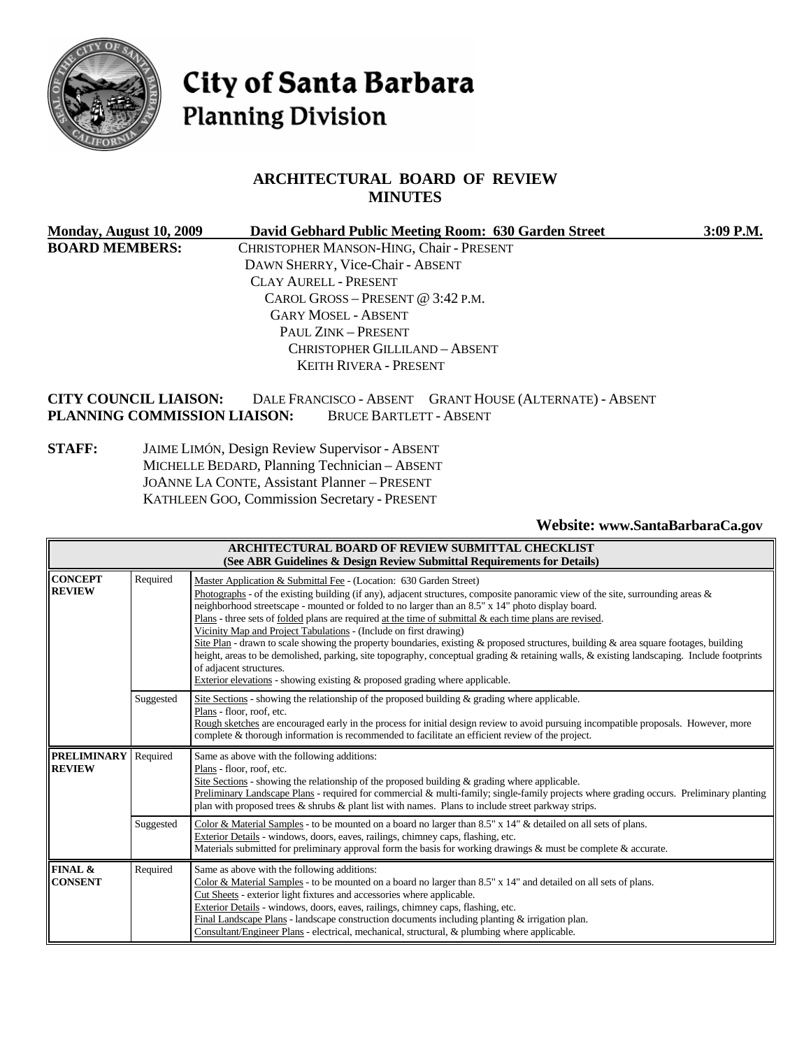# City of Santa Barbara
## Planning Division

## ARCHITECTURAL BOARD OF REVIEW MINUTES

**Monday, August 10, 2009** **David Gebhard Public Meeting Room: 630 Garden Street** **3:09 P.M.**

**BOARD MEMBERS:**
CHRISTOPHER MANSON-HING, Chair - PRESENT
DAWN SHERRY, Vice-Chair - ABSENT
CLAY AURELL - PRESENT
CAROL GROSS – PRESENT @ 3:42 P.M.
GARY MOSEL - ABSENT
PAUL ZINK – PRESENT
CHRISTOPHER GILLILAND – ABSENT
KEITH RIVERA - PRESENT

**CITY COUNCIL LIAISON:** DALE FRANCISCO - ABSENT GRANT HOUSE (ALTERNATE) - ABSENT
**PLANNING COMMISSION LIAISON:** BRUCE BARTLETT - ABSENT

**STAFF:**
JAIME LIMÓN, Design Review Supervisor - ABSENT
MICHELLE BEDARD, Planning Technician – ABSENT
JOANNE LA CONTE, Assistant Planner – PRESENT
KATHLEEN GOO, Commission Secretary - PRESENT

**Website: www.SantaBarbaraCa.gov**

| ARCHITECTURAL BOARD OF REVIEW SUBMITTAL CHECKLIST (See ABR Guidelines & Design Review Submittal Requirements for Details) | | |
|---|---|---|
| **CONCEPT REVIEW** | Required | Master Application & Submittal Fee - (Location: 630 Garden Street)<br>Photographs - of the existing building (if any), adjacent structures, composite panoramic view of the site, surrounding areas & neighborhood streetscape - mounted or folded to no larger than an 8.5" x 14" photo display board.<br>Plans - three sets of folded plans are required at the time of submittal & each time plans are revised.<br>Vicinity Map and Project Tabulations - (Include on first drawing)<br>Site Plan - drawn to scale showing the property boundaries, existing & proposed structures, building & area square footages, building height, areas to be demolished, parking, site topography, conceptual grading & retaining walls, & existing landscaping. Include footprints of adjacent structures.<br>Exterior elevations - showing existing & proposed grading where applicable. |
| | Suggested | Site Sections - showing the relationship of the proposed building & grading where applicable.<br>Plans - floor, roof, etc.<br>Rough sketches are encouraged early in the process for initial design review to avoid pursuing incompatible proposals. However, more complete & thorough information is recommended to facilitate an efficient review of the project. |
| **PRELIMINARY REVIEW** | Required | Same as above with the following additions:<br>Plans - floor, roof, etc.<br>Site Sections - showing the relationship of the proposed building & grading where applicable.<br>Preliminary Landscape Plans - required for commercial & multi-family; single-family projects where grading occurs. Preliminary planting plan with proposed trees & shrubs & plant list with names. Plans to include street parkway strips. |
| | Suggested | Color & Material Samples - to be mounted on a board no larger than 8.5" x 14" & detailed on all sets of plans.<br>Exterior Details - windows, doors, eaves, railings, chimney caps, flashing, etc.<br>Materials submitted for preliminary approval form the basis for working drawings & must be complete & accurate. |
| **FINAL & CONSENT** | Required | Same as above with the following additions:<br>Color & Material Samples - to be mounted on a board no larger than 8.5" x 14" and detailed on all sets of plans.<br>Cut Sheets - exterior light fixtures and accessories where applicable.<br>Exterior Details - windows, doors, eaves, railings, chimney caps, flashing, etc.<br>Final Landscape Plans - landscape construction documents including planting & irrigation plan.<br>Consultant/Engineer Plans - electrical, mechanical, structural, & plumbing where applicable. |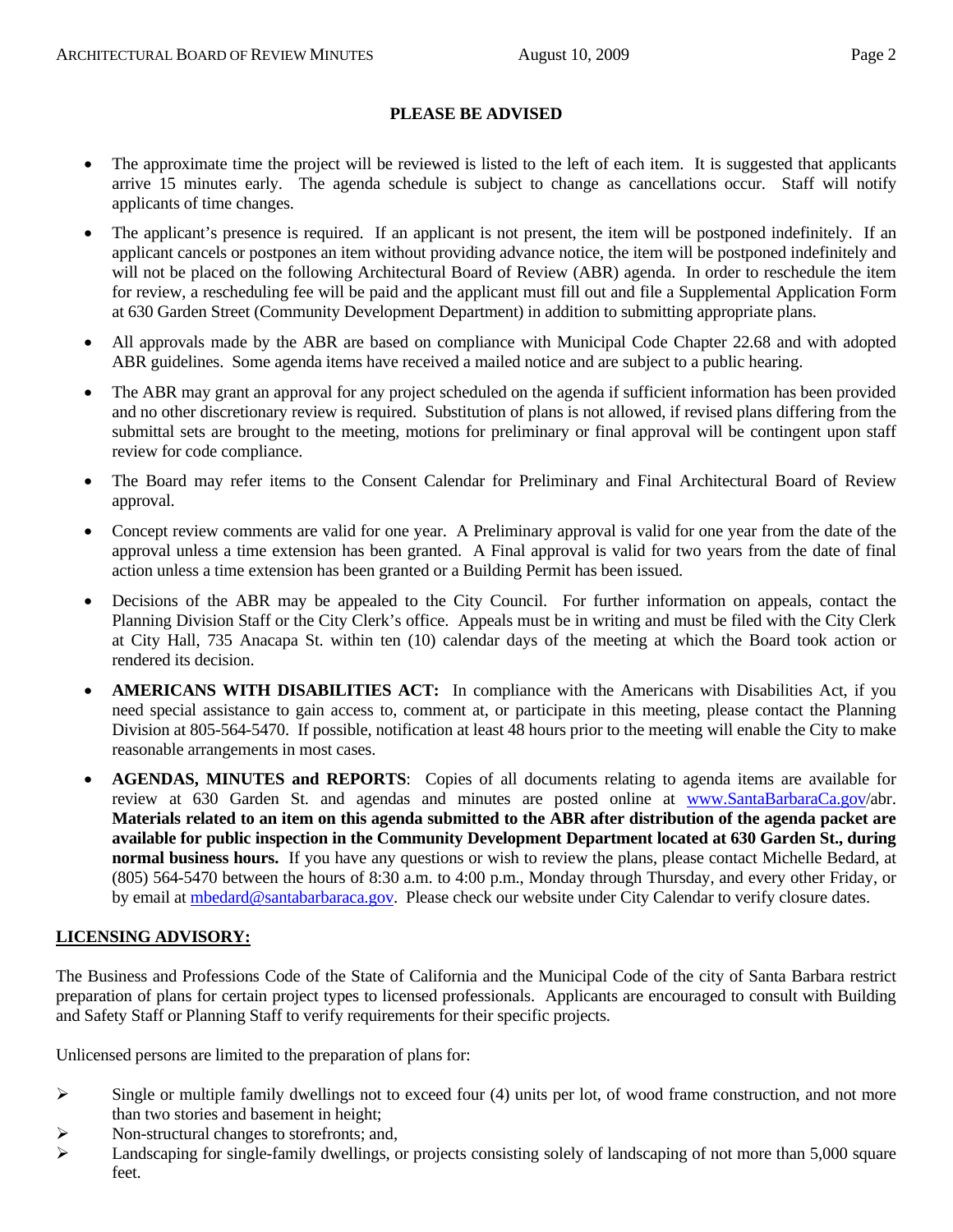## PLEASE BE ADVISED

- The approximate time the project will be reviewed is listed to the left of each item. It is suggested that applicants arrive 15 minutes early. The agenda schedule is subject to change as cancellations occur. Staff will notify applicants of time changes.
- The applicant's presence is required. If an applicant is not present, the item will be postponed indefinitely. If an applicant cancels or postpones an item without providing advance notice, the item will be postponed indefinitely and will not be placed on the following Architectural Board of Review (ABR) agenda. In order to reschedule the item for review, a rescheduling fee will be paid and the applicant must fill out and file a Supplemental Application Form at 630 Garden Street (Community Development Department) in addition to submitting appropriate plans.
- All approvals made by the ABR are based on compliance with Municipal Code Chapter 22.68 and with adopted ABR guidelines. Some agenda items have received a mailed notice and are subject to a public hearing.
- The ABR may grant an approval for any project scheduled on the agenda if sufficient information has been provided and no other discretionary review is required. Substitution of plans is not allowed, if revised plans differing from the submittal sets are brought to the meeting, motions for preliminary or final approval will be contingent upon staff review for code compliance.
- The Board may refer items to the Consent Calendar for Preliminary and Final Architectural Board of Review approval.
- Concept review comments are valid for one year. A Preliminary approval is valid for one year from the date of the approval unless a time extension has been granted. A Final approval is valid for two years from the date of final action unless a time extension has been granted or a Building Permit has been issued.
- Decisions of the ABR may be appealed to the City Council. For further information on appeals, contact the Planning Division Staff or the City Clerk's office. Appeals must be in writing and must be filed with the City Clerk at City Hall, 735 Anacapa St. within ten (10) calendar days of the meeting at which the Board took action or rendered its decision.
- **AMERICANS WITH DISABILITIES ACT:** In compliance with the Americans with Disabilities Act, if you need special assistance to gain access to, comment at, or participate in this meeting, please contact the Planning Division at 805-564-5470. If possible, notification at least 48 hours prior to the meeting will enable the City to make reasonable arrangements in most cases.
- **AGENDAS, MINUTES and REPORTS**: Copies of all documents relating to agenda items are available for review at 630 Garden St. and agendas and minutes are posted online at www.SantaBarbaraCa.gov/abr. **Materials related to an item on this agenda submitted to the ABR after distribution of the agenda packet are available for public inspection in the Community Development Department located at 630 Garden St., during normal business hours.** If you have any questions or wish to review the plans, please contact Michelle Bedard, at (805) 564-5470 between the hours of 8:30 a.m. to 4:00 p.m., Monday through Thursday, and every other Friday, or by email at mbedard@santabarbaraca.gov. Please check our website under City Calendar to verify closure dates.

**LICENSING ADVISORY:**

The Business and Professions Code of the State of California and the Municipal Code of the city of Santa Barbara restrict preparation of plans for certain project types to licensed professionals. Applicants are encouraged to consult with Building and Safety Staff or Planning Staff to verify requirements for their specific projects.

Unlicensed persons are limited to the preparation of plans for:

- Single or multiple family dwellings not to exceed four (4) units per lot, of wood frame construction, and not more than two stories and basement in height;
- Non-structural changes to storefronts; and,
- Landscaping for single-family dwellings, or projects consisting solely of landscaping of not more than 5,000 square feet.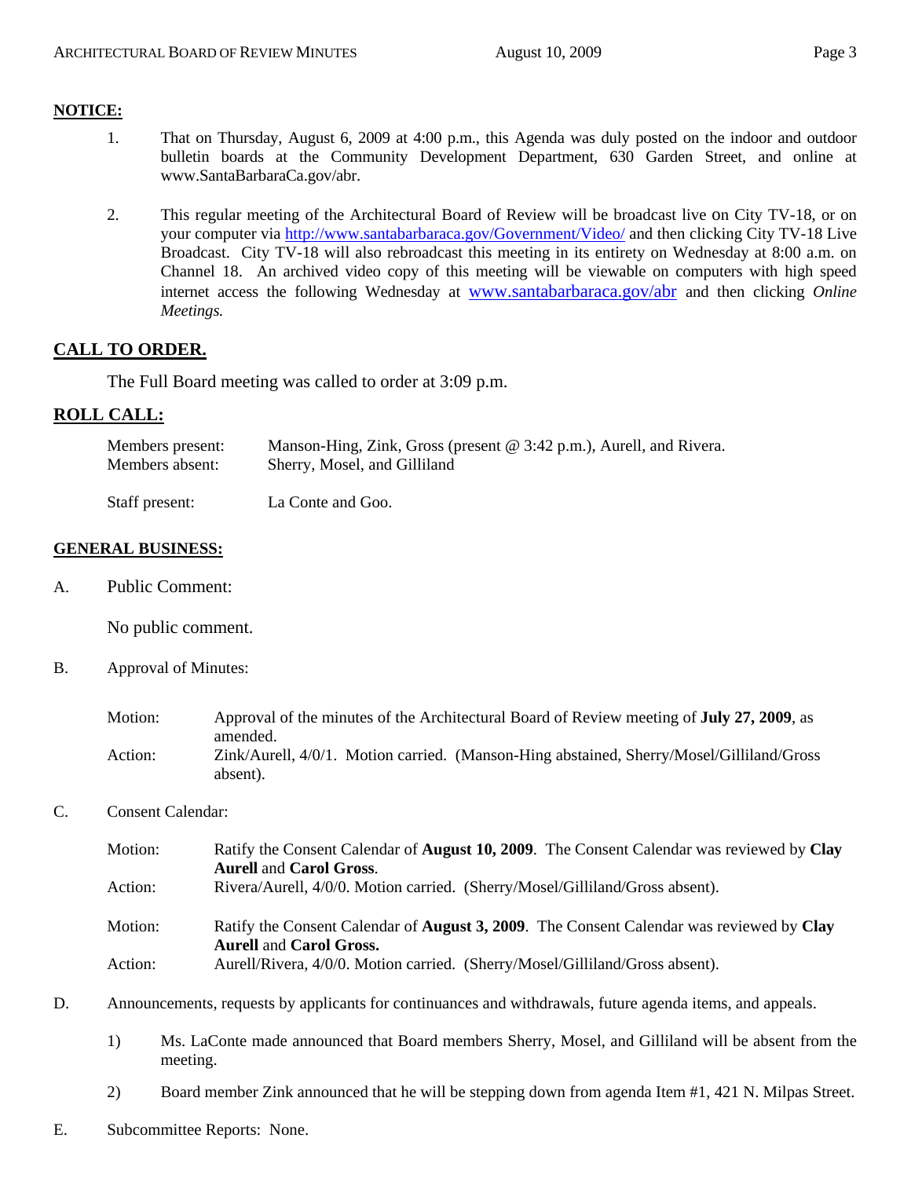## NOTICE:

1. That on Thursday, August 6, 2009 at 4:00 p.m., this Agenda was duly posted on the indoor and outdoor bulletin boards at the Community Development Department, 630 Garden Street, and online at www.SantaBarbaraCa.gov/abr.

2. This regular meeting of the Architectural Board of Review will be broadcast live on City TV-18, or on your computer via http://www.santabarbaraca.gov/Government/Video/ and then clicking City TV-18 Live Broadcast. City TV-18 will also rebroadcast this meeting in its entirety on Wednesday at 8:00 a.m. on Channel 18. An archived video copy of this meeting will be viewable on computers with high speed internet access the following Wednesday at www.santabarbaraca.gov/abr and then clicking *Online Meetings.*

## CALL TO ORDER.

The Full Board meeting was called to order at 3:09 p.m.

## ROLL CALL:

| | |
|---|---|
| Members present: | Manson-Hing, Zink, Gross (present @ 3:42 p.m.), Aurell, and Rivera. |
| Members absent: | Sherry, Mosel, and Gilliland |
| Staff present: | La Conte and Goo. |

## GENERAL BUSINESS:

A. Public Comment:

No public comment.

B. Approval of Minutes:

Motion: Approval of the minutes of the Architectural Board of Review meeting of **July 27, 2009**, as amended.

Action: Zink/Aurell, 4/0/1. Motion carried. (Manson-Hing abstained, Sherry/Mosel/Gilliland/Gross absent).

C. Consent Calendar:

Motion: Ratify the Consent Calendar of **August 10, 2009**. The Consent Calendar was reviewed by **Clay Aurell** and **Carol Gross**.

Action: Rivera/Aurell, 4/0/0. Motion carried. (Sherry/Mosel/Gilliland/Gross absent).

Motion: Ratify the Consent Calendar of **August 3, 2009**. The Consent Calendar was reviewed by **Clay Aurell** and **Carol Gross.**

Action: Aurell/Rivera, 4/0/0. Motion carried. (Sherry/Mosel/Gilliland/Gross absent).

D. Announcements, requests by applicants for continuances and withdrawals, future agenda items, and appeals.

1) Ms. LaConte made announced that Board members Sherry, Mosel, and Gilliland will be absent from the meeting.

2) Board member Zink announced that he will be stepping down from agenda Item #1, 421 N. Milpas Street.

E. Subcommittee Reports: None.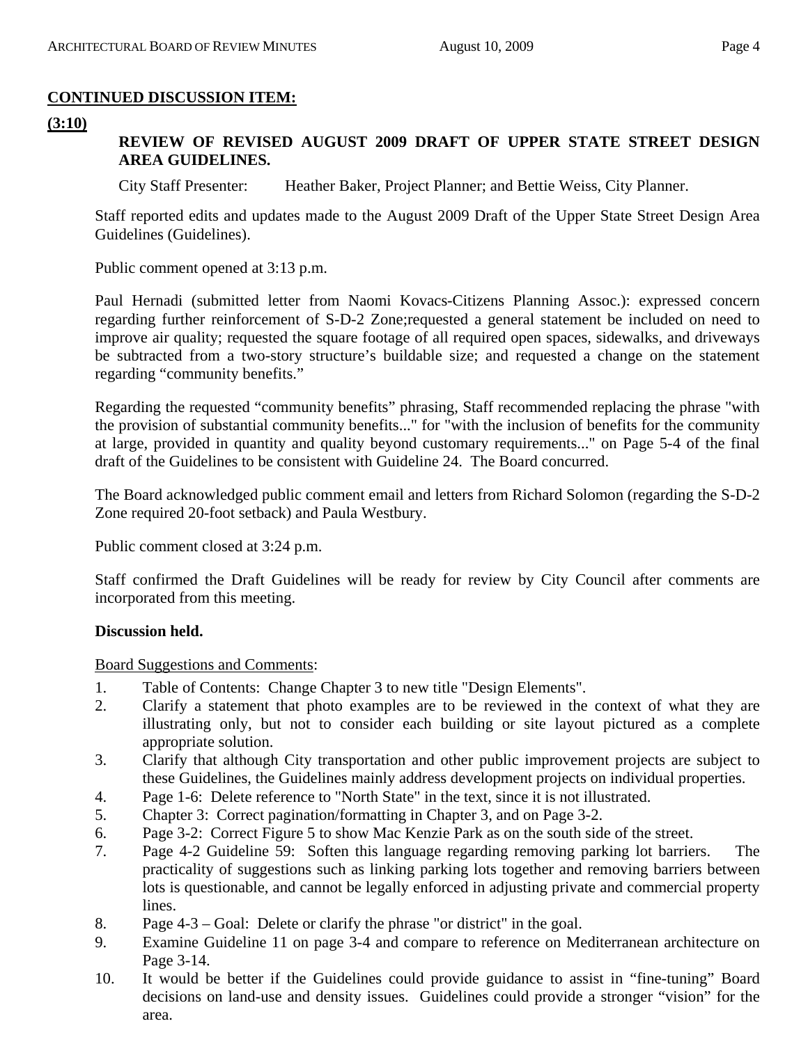## CONTINUED DISCUSSION ITEM:

**(3:10)**

**REVIEW OF REVISED AUGUST 2009 DRAFT OF UPPER STATE STREET DESIGN AREA GUIDELINES.**

City Staff Presenter: Heather Baker, Project Planner; and Bettie Weiss, City Planner.

Staff reported edits and updates made to the August 2009 Draft of the Upper State Street Design Area Guidelines (Guidelines).

Public comment opened at 3:13 p.m.

Paul Hernadi (submitted letter from Naomi Kovacs-Citizens Planning Assoc.): expressed concern regarding further reinforcement of S-D-2 Zone;requested a general statement be included on need to improve air quality; requested the square footage of all required open spaces, sidewalks, and driveways be subtracted from a two-story structure's buildable size; and requested a change on the statement regarding "community benefits."

Regarding the requested "community benefits" phrasing, Staff recommended replacing the phrase "with the provision of substantial community benefits..." for "with the inclusion of benefits for the community at large, provided in quantity and quality beyond customary requirements..." on Page 5-4 of the final draft of the Guidelines to be consistent with Guideline 24. The Board concurred.

The Board acknowledged public comment email and letters from Richard Solomon (regarding the S-D-2 Zone required 20-foot setback) and Paula Westbury.

Public comment closed at 3:24 p.m.

Staff confirmed the Draft Guidelines will be ready for review by City Council after comments are incorporated from this meeting.

**Discussion held.**

Board Suggestions and Comments:

1. Table of Contents: Change Chapter 3 to new title "Design Elements".
2. Clarify a statement that photo examples are to be reviewed in the context of what they are illustrating only, but not to consider each building or site layout pictured as a complete appropriate solution.
3. Clarify that although City transportation and other public improvement projects are subject to these Guidelines, the Guidelines mainly address development projects on individual properties.
4. Page 1-6: Delete reference to "North State" in the text, since it is not illustrated.
5. Chapter 3: Correct pagination/formatting in Chapter 3, and on Page 3-2.
6. Page 3-2: Correct Figure 5 to show Mac Kenzie Park as on the south side of the street.
7. Page 4-2 Guideline 59: Soften this language regarding removing parking lot barriers. The practicality of suggestions such as linking parking lots together and removing barriers between lots is questionable, and cannot be legally enforced in adjusting private and commercial property lines.
8. Page 4-3 – Goal: Delete or clarify the phrase "or district" in the goal.
9. Examine Guideline 11 on page 3-4 and compare to reference on Mediterranean architecture on Page 3-14.
10. It would be better if the Guidelines could provide guidance to assist in "fine-tuning" Board decisions on land-use and density issues. Guidelines could provide a stronger "vision" for the area.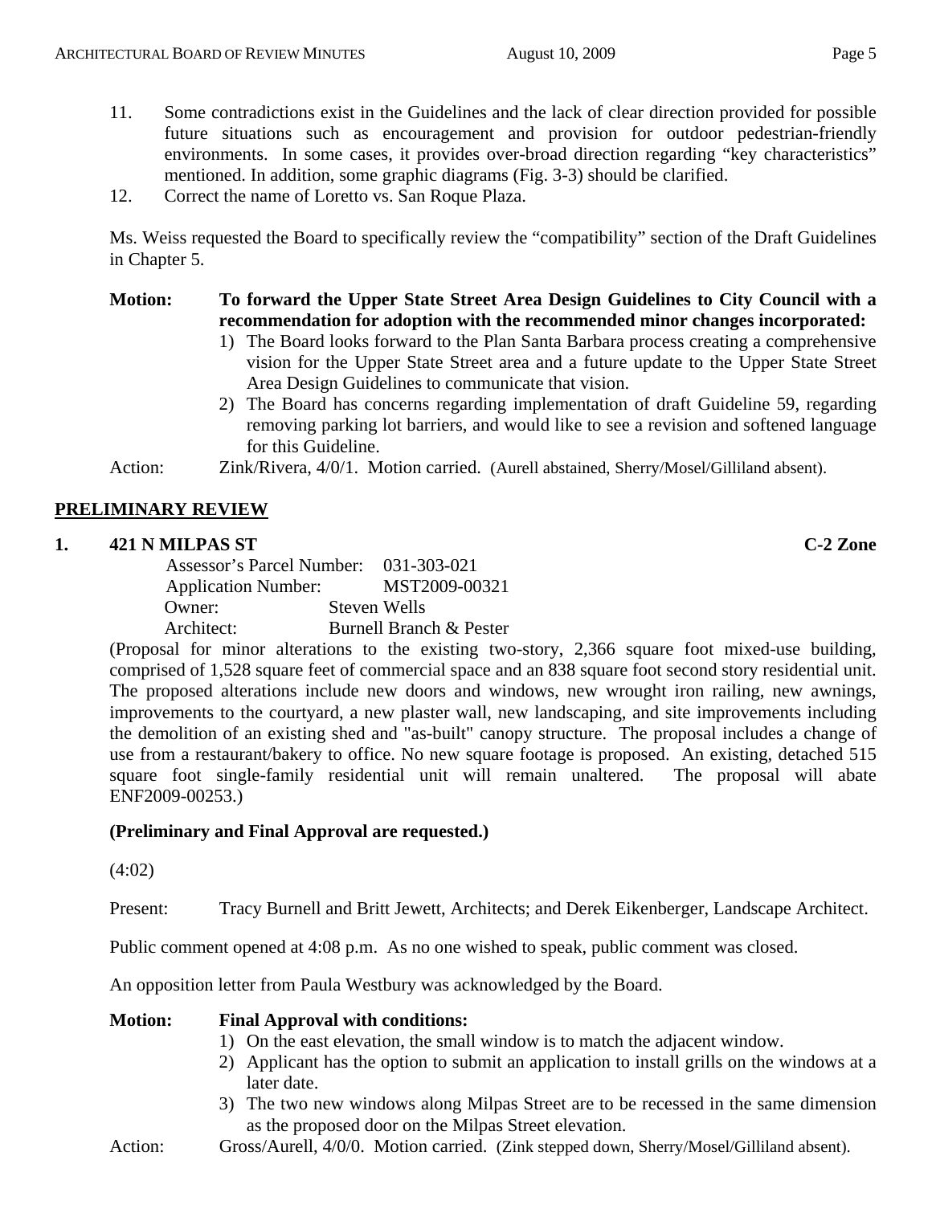11. Some contradictions exist in the Guidelines and the lack of clear direction provided for possible future situations such as encouragement and provision for outdoor pedestrian-friendly environments. In some cases, it provides over-broad direction regarding "key characteristics" mentioned. In addition, some graphic diagrams (Fig. 3-3) should be clarified.
12. Correct the name of Loretto vs. San Roque Plaza.

Ms. Weiss requested the Board to specifically review the "compatibility" section of the Draft Guidelines in Chapter 5.

**Motion:** **To forward the Upper State Street Area Design Guidelines to City Council with a recommendation for adoption with the recommended minor changes incorporated:**

1) The Board looks forward to the Plan Santa Barbara process creating a comprehensive vision for the Upper State Street area and a future update to the Upper State Street Area Design Guidelines to communicate that vision.
2) The Board has concerns regarding implementation of draft Guideline 59, regarding removing parking lot barriers, and would like to see a revision and softened language for this Guideline.

Action: Zink/Rivera, 4/0/1. Motion carried. (Aurell abstained, Sherry/Mosel/Gilliland absent).

## PRELIMINARY REVIEW

### 1. 421 N MILPAS ST — C-2 Zone

Assessor's Parcel Number: 031-303-021
Application Number: MST2009-00321
Owner: Steven Wells
Architect: Burnell Branch & Pester

(Proposal for minor alterations to the existing two-story, 2,366 square foot mixed-use building, comprised of 1,528 square feet of commercial space and an 838 square foot second story residential unit. The proposed alterations include new doors and windows, new wrought iron railing, new awnings, improvements to the courtyard, a new plaster wall, new landscaping, and site improvements including the demolition of an existing shed and "as-built" canopy structure. The proposal includes a change of use from a restaurant/bakery to office. No new square footage is proposed. An existing, detached 515 square foot single-family residential unit will remain unaltered. The proposal will abate ENF2009-00253.)

**(Preliminary and Final Approval are requested.)**

(4:02)

Present: Tracy Burnell and Britt Jewett, Architects; and Derek Eikenberger, Landscape Architect.

Public comment opened at 4:08 p.m. As no one wished to speak, public comment was closed.

An opposition letter from Paula Westbury was acknowledged by the Board.

**Motion:** **Final Approval with conditions:**

1) On the east elevation, the small window is to match the adjacent window.
2) Applicant has the option to submit an application to install grills on the windows at a later date.
3) The two new windows along Milpas Street are to be recessed in the same dimension as the proposed door on the Milpas Street elevation.

Action: Gross/Aurell, 4/0/0. Motion carried. (Zink stepped down, Sherry/Mosel/Gilliland absent).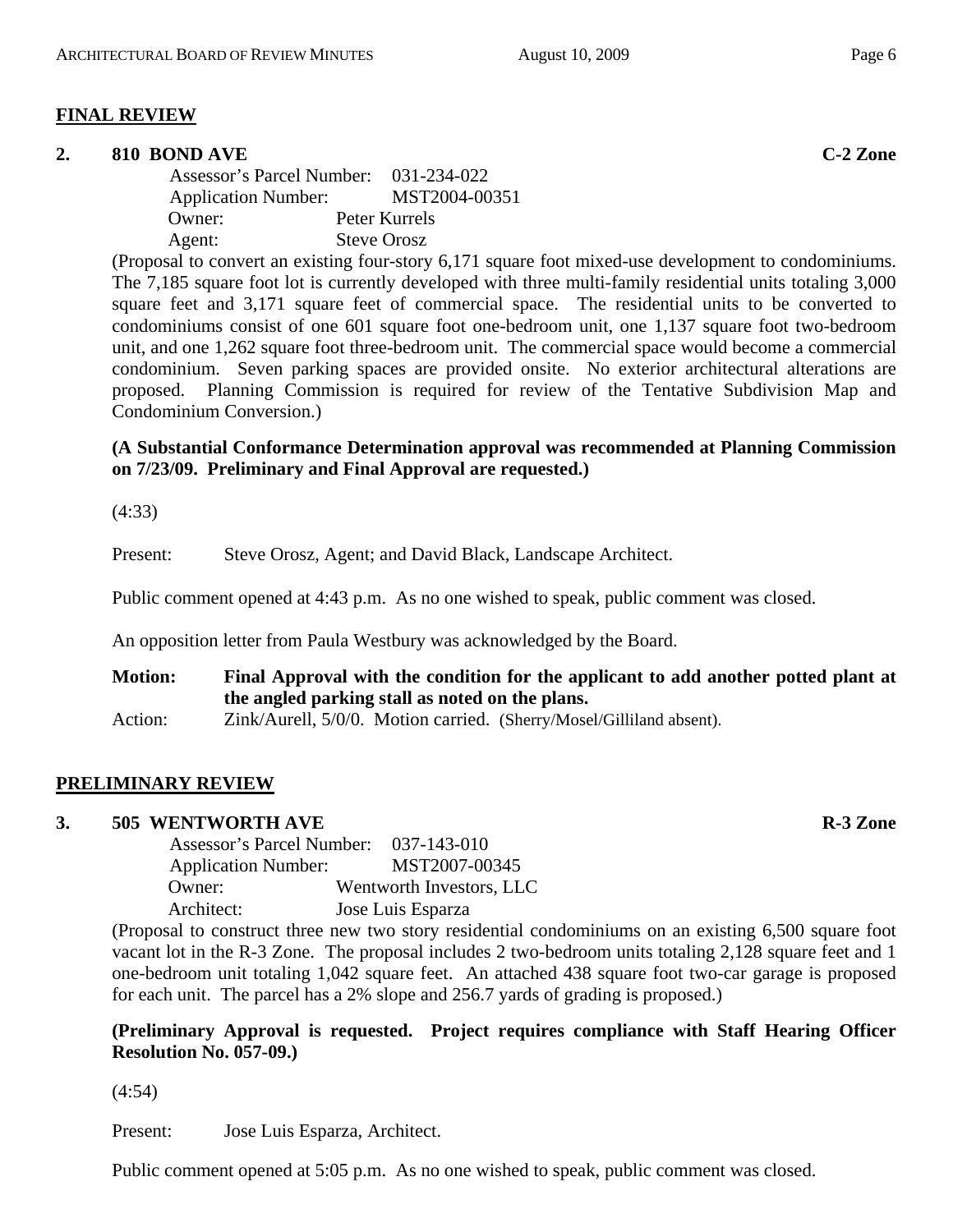## FINAL REVIEW

### 2. 810 BOND AVE C-2 Zone

Assessor's Parcel Number: 031-234-022
Application Number: MST2004-00351
Owner: Peter Kurrels
Agent: Steve Orosz

(Proposal to convert an existing four-story 6,171 square foot mixed-use development to condominiums. The 7,185 square foot lot is currently developed with three multi-family residential units totaling 3,000 square feet and 3,171 square feet of commercial space. The residential units to be converted to condominiums consist of one 601 square foot one-bedroom unit, one 1,137 square foot two-bedroom unit, and one 1,262 square foot three-bedroom unit. The commercial space would become a commercial condominium. Seven parking spaces are provided onsite. No exterior architectural alterations are proposed. Planning Commission is required for review of the Tentative Subdivision Map and Condominium Conversion.)

**(A Substantial Conformance Determination approval was recommended at Planning Commission on 7/23/09. Preliminary and Final Approval are requested.)**

(4:33)

Present: Steve Orosz, Agent; and David Black, Landscape Architect.

Public comment opened at 4:43 p.m. As no one wished to speak, public comment was closed.

An opposition letter from Paula Westbury was acknowledged by the Board.

**Motion: Final Approval with the condition for the applicant to add another potted plant at the angled parking stall as noted on the plans.**

Action: Zink/Aurell, 5/0/0. Motion carried. (Sherry/Mosel/Gilliland absent).

## PRELIMINARY REVIEW

### 3. 505 WENTWORTH AVE R-3 Zone

Assessor's Parcel Number: 037-143-010
Application Number: MST2007-00345
Owner: Wentworth Investors, LLC
Architect: Jose Luis Esparza

(Proposal to construct three new two story residential condominiums on an existing 6,500 square foot vacant lot in the R-3 Zone. The proposal includes 2 two-bedroom units totaling 2,128 square feet and 1 one-bedroom unit totaling 1,042 square feet. An attached 438 square foot two-car garage is proposed for each unit. The parcel has a 2% slope and 256.7 yards of grading is proposed.)

**(Preliminary Approval is requested. Project requires compliance with Staff Hearing Officer Resolution No. 057-09.)**

(4:54)

Present: Jose Luis Esparza, Architect.

Public comment opened at 5:05 p.m. As no one wished to speak, public comment was closed.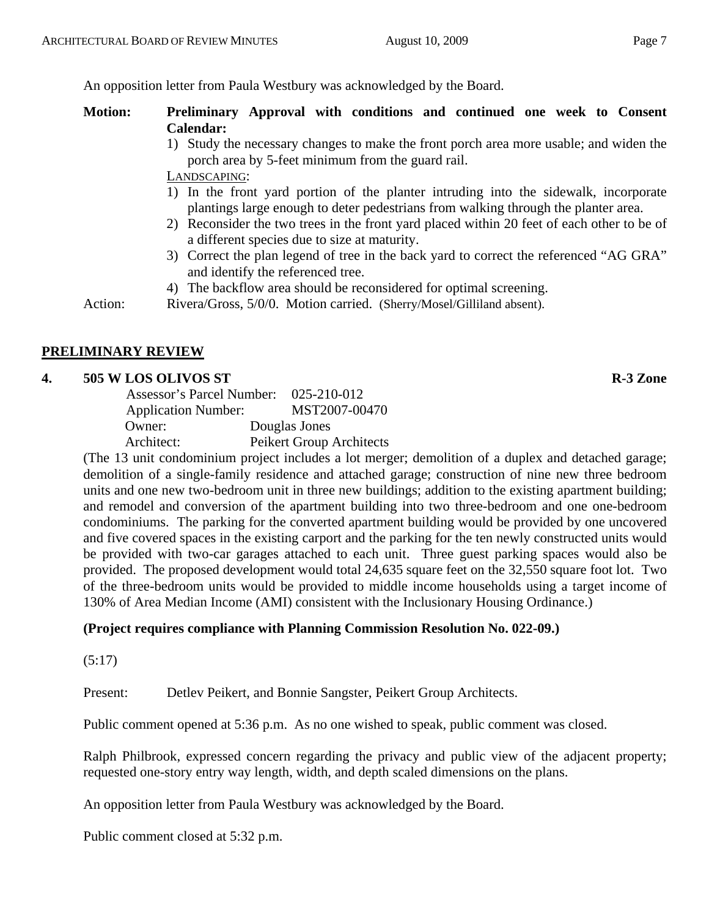An opposition letter from Paula Westbury was acknowledged by the Board.

**Motion: Preliminary Approval with conditions and continued one week to Consent Calendar:**

1) Study the necessary changes to make the front porch area more usable; and widen the porch area by 5-feet minimum from the guard rail.

LANDSCAPING:

1) In the front yard portion of the planter intruding into the sidewalk, incorporate plantings large enough to deter pedestrians from walking through the planter area.
2) Reconsider the two trees in the front yard placed within 20 feet of each other to be of a different species due to size at maturity.
3) Correct the plan legend of tree in the back yard to correct the referenced "AG GRA" and identify the referenced tree.
4) The backflow area should be reconsidered for optimal screening.

Action: Rivera/Gross, 5/0/0. Motion carried. (Sherry/Mosel/Gilliland absent).

## PRELIMINARY REVIEW

### 4. 505 W LOS OLIVOS ST — R-3 Zone

Assessor's Parcel Number: 025-210-012
Application Number: MST2007-00470
Owner: Douglas Jones
Architect: Peikert Group Architects

(The 13 unit condominium project includes a lot merger; demolition of a duplex and detached garage; demolition of a single-family residence and attached garage; construction of nine new three bedroom units and one new two-bedroom unit in three new buildings; addition to the existing apartment building; and remodel and conversion of the apartment building into two three-bedroom and one one-bedroom condominiums. The parking for the converted apartment building would be provided by one uncovered and five covered spaces in the existing carport and the parking for the ten newly constructed units would be provided with two-car garages attached to each unit. Three guest parking spaces would also be provided. The proposed development would total 24,635 square feet on the 32,550 square foot lot. Two of the three-bedroom units would be provided to middle income households using a target income of 130% of Area Median Income (AMI) consistent with the Inclusionary Housing Ordinance.)

**(Project requires compliance with Planning Commission Resolution No. 022-09.)**

(5:17)

Present: Detlev Peikert, and Bonnie Sangster, Peikert Group Architects.

Public comment opened at 5:36 p.m. As no one wished to speak, public comment was closed.

Ralph Philbrook, expressed concern regarding the privacy and public view of the adjacent property; requested one-story entry way length, width, and depth scaled dimensions on the plans.

An opposition letter from Paula Westbury was acknowledged by the Board.

Public comment closed at 5:32 p.m.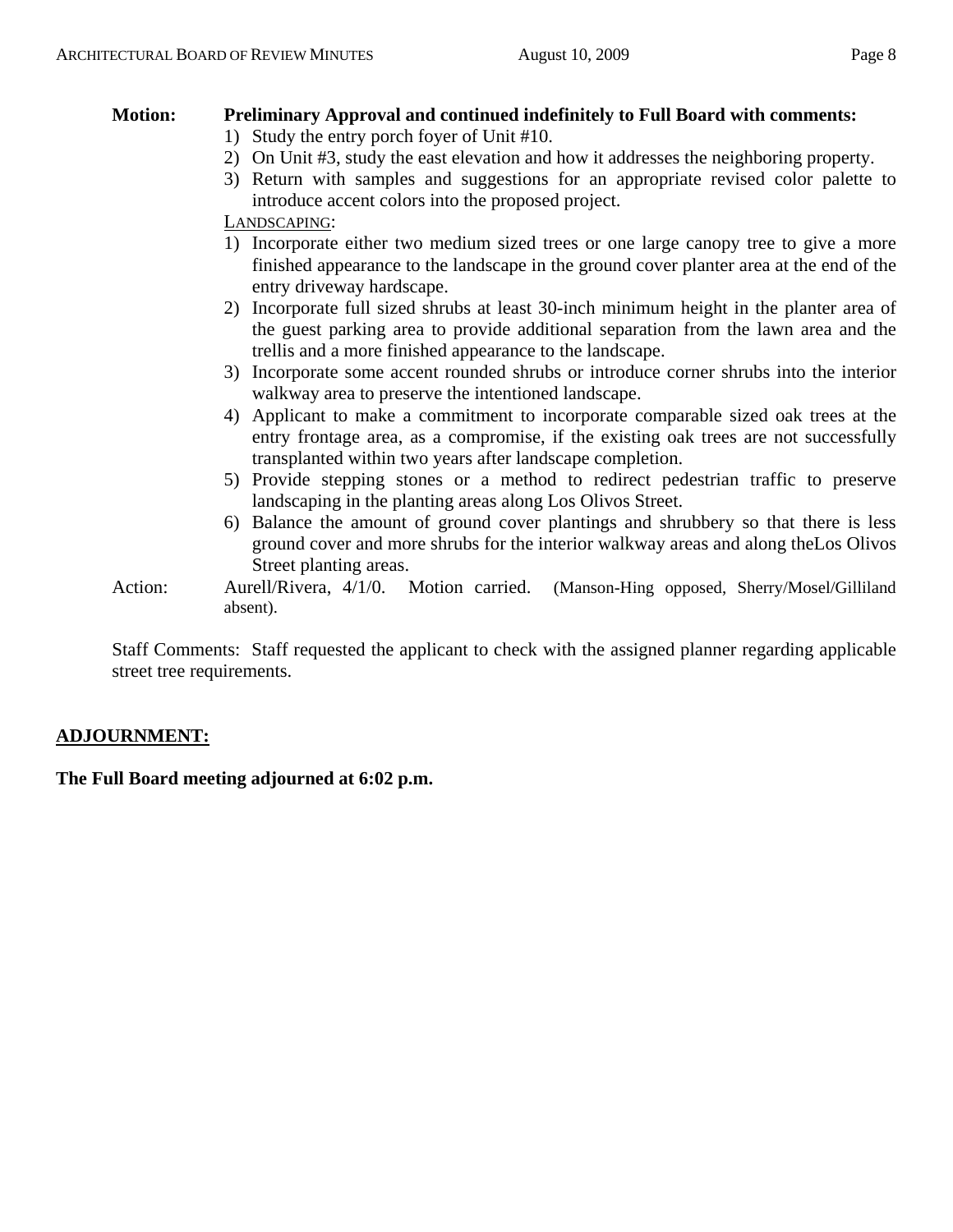**Motion: Preliminary Approval and continued indefinitely to Full Board with comments:**

1) Study the entry porch foyer of Unit #10.
2) On Unit #3, study the east elevation and how it addresses the neighboring property.
3) Return with samples and suggestions for an appropriate revised color palette to introduce accent colors into the proposed project.

LANDSCAPING:

1) Incorporate either two medium sized trees or one large canopy tree to give a more finished appearance to the landscape in the ground cover planter area at the end of the entry driveway hardscape.
2) Incorporate full sized shrubs at least 30-inch minimum height in the planter area of the guest parking area to provide additional separation from the lawn area and the trellis and a more finished appearance to the landscape.
3) Incorporate some accent rounded shrubs or introduce corner shrubs into the interior walkway area to preserve the intentioned landscape.
4) Applicant to make a commitment to incorporate comparable sized oak trees at the entry frontage area, as a compromise, if the existing oak trees are not successfully transplanted within two years after landscape completion.
5) Provide stepping stones or a method to redirect pedestrian traffic to preserve landscaping in the planting areas along Los Olivos Street.
6) Balance the amount of ground cover plantings and shrubbery so that there is less ground cover and more shrubs for the interior walkway areas and along theLos Olivos Street planting areas.

Action: Aurell/Rivera, 4/1/0. Motion carried. (Manson-Hing opposed, Sherry/Mosel/Gilliland absent).

Staff Comments: Staff requested the applicant to check with the assigned planner regarding applicable street tree requirements.

**ADJOURNMENT:**

**The Full Board meeting adjourned at 6:02 p.m.**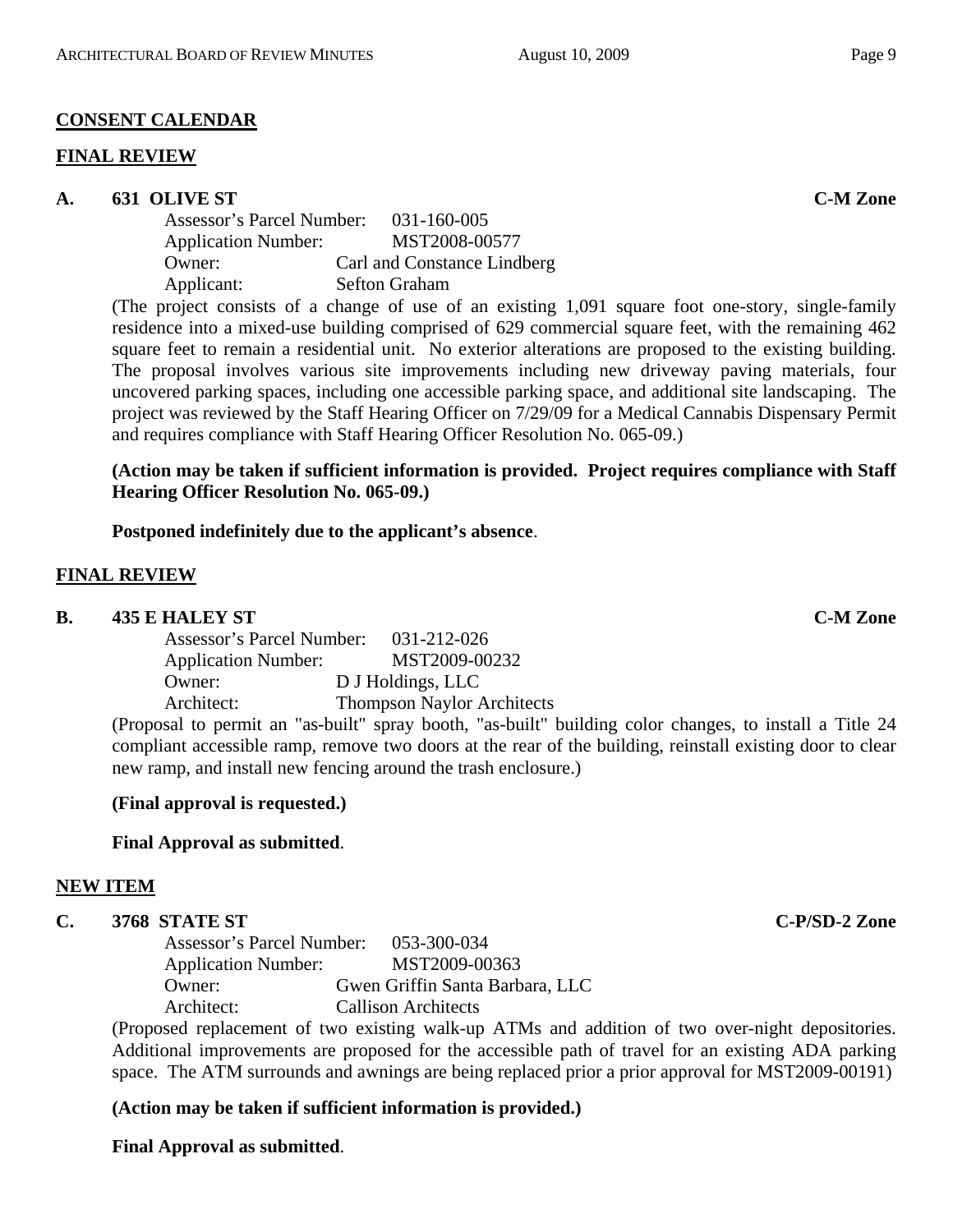## CONSENT CALENDAR

### FINAL REVIEW

**A. 631 OLIVE ST** **C-M Zone**

Assessor's Parcel Number: 031-160-005
Application Number: MST2008-00577
Owner: Carl and Constance Lindberg
Applicant: Sefton Graham

(The project consists of a change of use of an existing 1,091 square foot one-story, single-family residence into a mixed-use building comprised of 629 commercial square feet, with the remaining 462 square feet to remain a residential unit. No exterior alterations are proposed to the existing building. The proposal involves various site improvements including new driveway paving materials, four uncovered parking spaces, including one accessible parking space, and additional site landscaping. The project was reviewed by the Staff Hearing Officer on 7/29/09 for a Medical Cannabis Dispensary Permit and requires compliance with Staff Hearing Officer Resolution No. 065-09.)

**(Action may be taken if sufficient information is provided. Project requires compliance with Staff Hearing Officer Resolution No. 065-09.)**

**Postponed indefinitely due to the applicant's absence**.

### FINAL REVIEW

**B. 435 E HALEY ST** **C-M Zone**

Assessor's Parcel Number: 031-212-026
Application Number: MST2009-00232
Owner: D J Holdings, LLC
Architect: Thompson Naylor Architects

(Proposal to permit an "as-built" spray booth, "as-built" building color changes, to install a Title 24 compliant accessible ramp, remove two doors at the rear of the building, reinstall existing door to clear new ramp, and install new fencing around the trash enclosure.)

**(Final approval is requested.)**

**Final Approval as submitted**.

### NEW ITEM

**C. 3768 STATE ST** **C-P/SD-2 Zone**

Assessor's Parcel Number: 053-300-034
Application Number: MST2009-00363
Owner: Gwen Griffin Santa Barbara, LLC
Architect: Callison Architects

(Proposed replacement of two existing walk-up ATMs and addition of two over-night depositories. Additional improvements are proposed for the accessible path of travel for an existing ADA parking space. The ATM surrounds and awnings are being replaced prior a prior approval for MST2009-00191)

**(Action may be taken if sufficient information is provided.)**

**Final Approval as submitted**.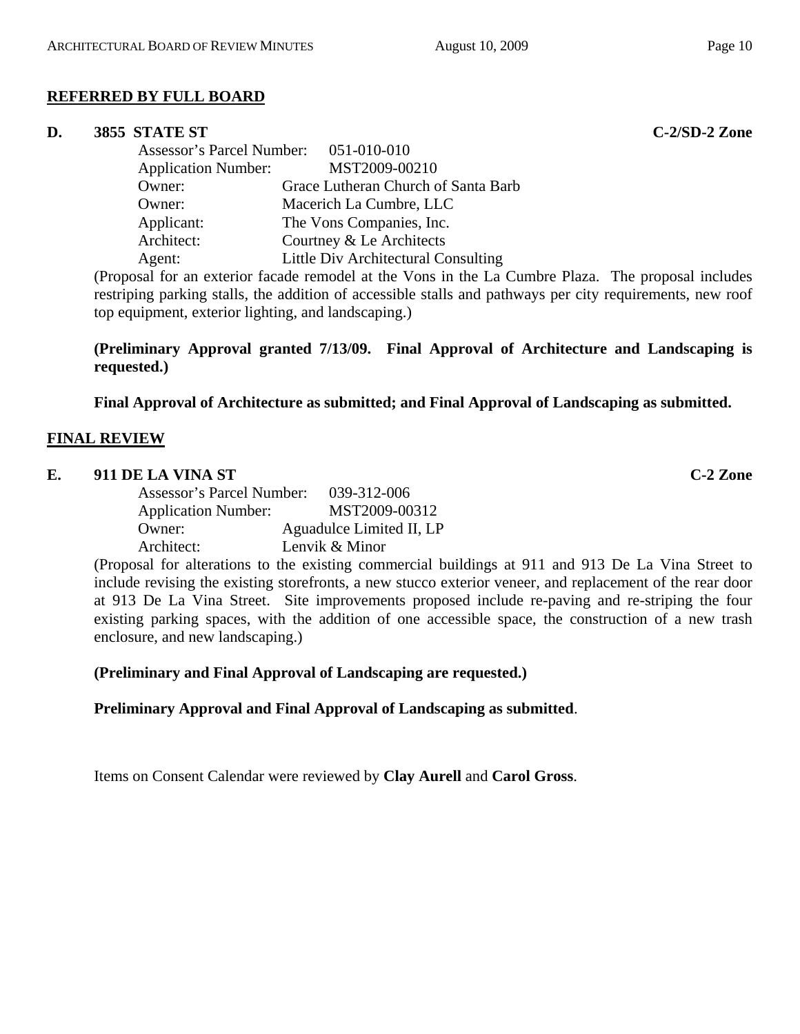## REFERRED BY FULL BOARD

**D. 3855 STATE ST** **C-2/SD-2 Zone**

Assessor's Parcel Number: 051-010-010
Application Number: MST2009-00210
Owner: Grace Lutheran Church of Santa Barb
Owner: Macerich La Cumbre, LLC
Applicant: The Vons Companies, Inc.
Architect: Courtney & Le Architects
Agent: Little Div Architectural Consulting

(Proposal for an exterior facade remodel at the Vons in the La Cumbre Plaza. The proposal includes restriping parking stalls, the addition of accessible stalls and pathways per city requirements, new roof top equipment, exterior lighting, and landscaping.)

**(Preliminary Approval granted 7/13/09. Final Approval of Architecture and Landscaping is requested.)**

**Final Approval of Architecture as submitted; and Final Approval of Landscaping as submitted.**

## FINAL REVIEW

**E. 911 DE LA VINA ST** **C-2 Zone**

Assessor's Parcel Number: 039-312-006
Application Number: MST2009-00312
Owner: Aguadulce Limited II, LP
Architect: Lenvik & Minor

(Proposal for alterations to the existing commercial buildings at 911 and 913 De La Vina Street to include revising the existing storefronts, a new stucco exterior veneer, and replacement of the rear door at 913 De La Vina Street. Site improvements proposed include re-paving and re-striping the four existing parking spaces, with the addition of one accessible space, the construction of a new trash enclosure, and new landscaping.)

**(Preliminary and Final Approval of Landscaping are requested.)**

**Preliminary Approval and Final Approval of Landscaping as submitted**.

Items on Consent Calendar were reviewed by **Clay Aurell** and **Carol Gross**.